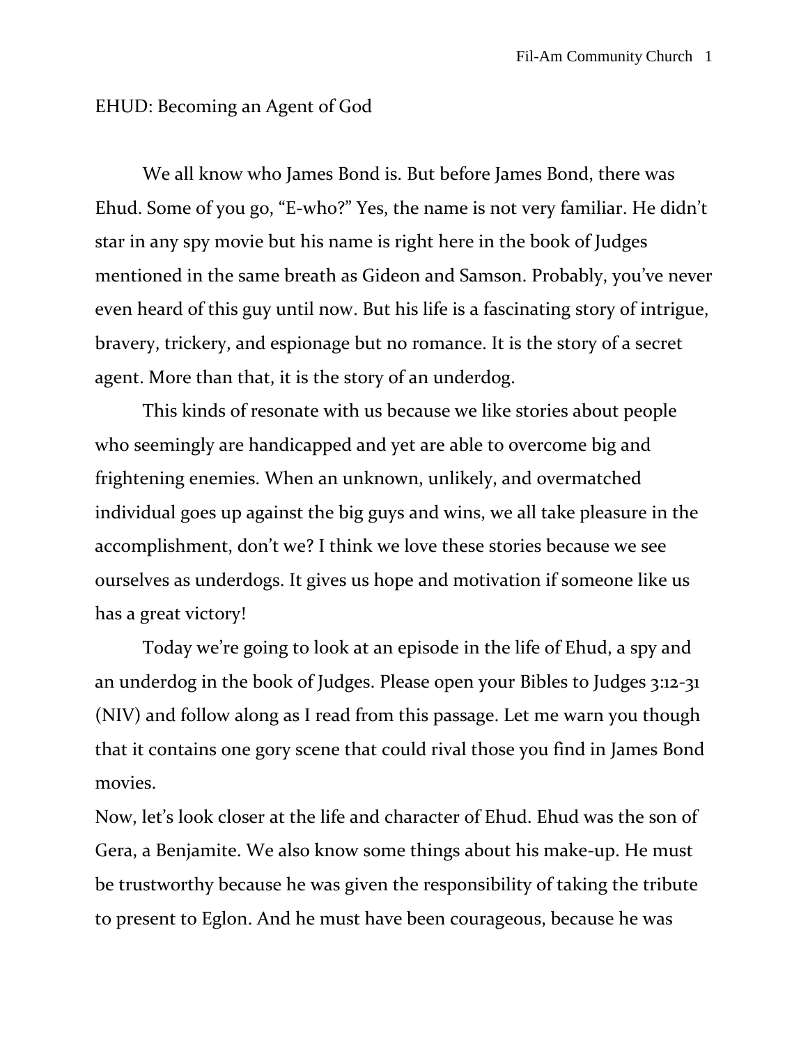# EHUD: Becoming an Agent of God

We all know who James Bond is. But before James Bond, there was Ehud. Some of you go, "E-who?" Yes, the name is not very familiar. He didn't star in any spy movie but his name is right here in the book of Judges mentioned in the same breath as Gideon and Samson. Probably, you've never even heard of this guy until now. But his life is a fascinating story of intrigue, bravery, trickery, and espionage but no romance. It is the story of a secret agent. More than that, it is the story of an underdog.

This kinds of resonate with us because we like stories about people who seemingly are handicapped and yet are able to overcome big and frightening enemies. When an unknown, unlikely, and overmatched individual goes up against the big guys and wins, we all take pleasure in the accomplishment, don't we? I think we love these stories because we see ourselves as underdogs. It gives us hope and motivation if someone like us has a great victory!

Today we're going to look at an episode in the life of Ehud, a spy and an underdog in the book of Judges. Please open your Bibles to Judges 3:12-31 (NIV) and follow along as I read from this passage. Let me warn you though that it contains one gory scene that could rival those you find in James Bond movies.

Now, let's look closer at the life and character of Ehud. Ehud was the son of Gera, a Benjamite. We also know some things about his make-up. He must be trustworthy because he was given the responsibility of taking the tribute to present to Eglon. And he must have been courageous, because he was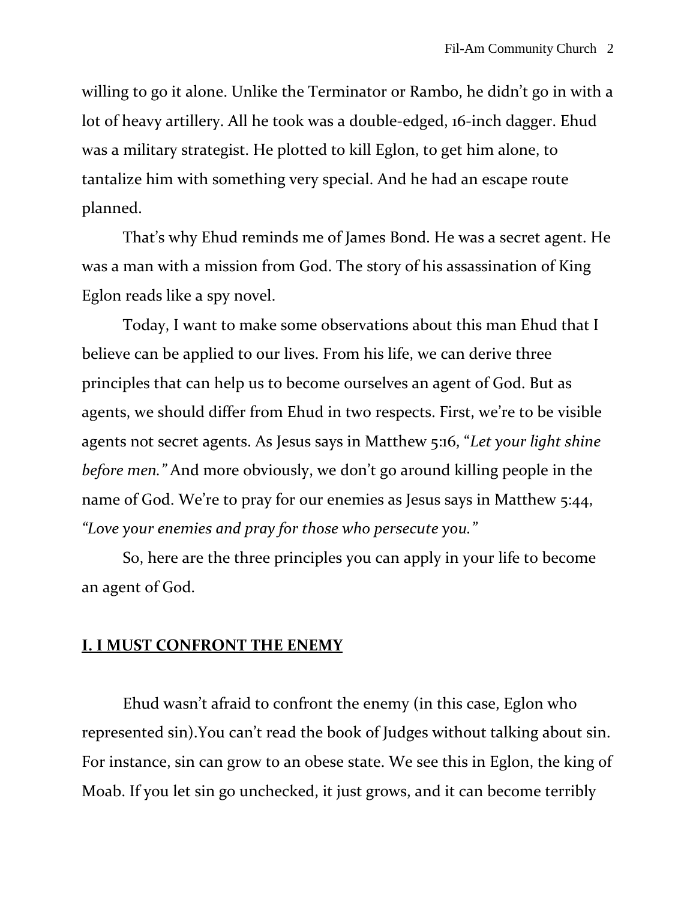willing to go it alone. Unlike the Terminator or Rambo, he didn't go in with a lot of heavy artillery. All he took was a double-edged, 16-inch dagger. Ehud was a military strategist. He plotted to kill Eglon, to get him alone, to tantalize him with something very special. And he had an escape route planned.

That's why Ehud reminds me of James Bond. He was a secret agent. He was a man with a mission from God. The story of his assassination of King Eglon reads like a spy novel.

Today, I want to make some observations about this man Ehud that I believe can be applied to our lives. From his life, we can derive three principles that can help us to become ourselves an agent of God. But as agents, we should differ from Ehud in two respects. First, we're to be visible agents not secret agents. As Jesus says in Matthew 5:16, "*Let your light shine before men.*" And more obviously, we don't go around killing people in the name of God. We're to pray for our enemies as Jesus says in Matthew 5:44, *"Love your enemies and pray for those who persecute you."*

So, here are the three principles you can apply in your life to become an agent of God.

## **I. I MUST CONFRONT THE ENEMY**

Ehud wasn't afraid to confront the enemy (in this case, Eglon who represented sin).You can't read the book of Judges without talking about sin. For instance, sin can grow to an obese state. We see this in Eglon, the king of Moab. If you let sin go unchecked, it just grows, and it can become terribly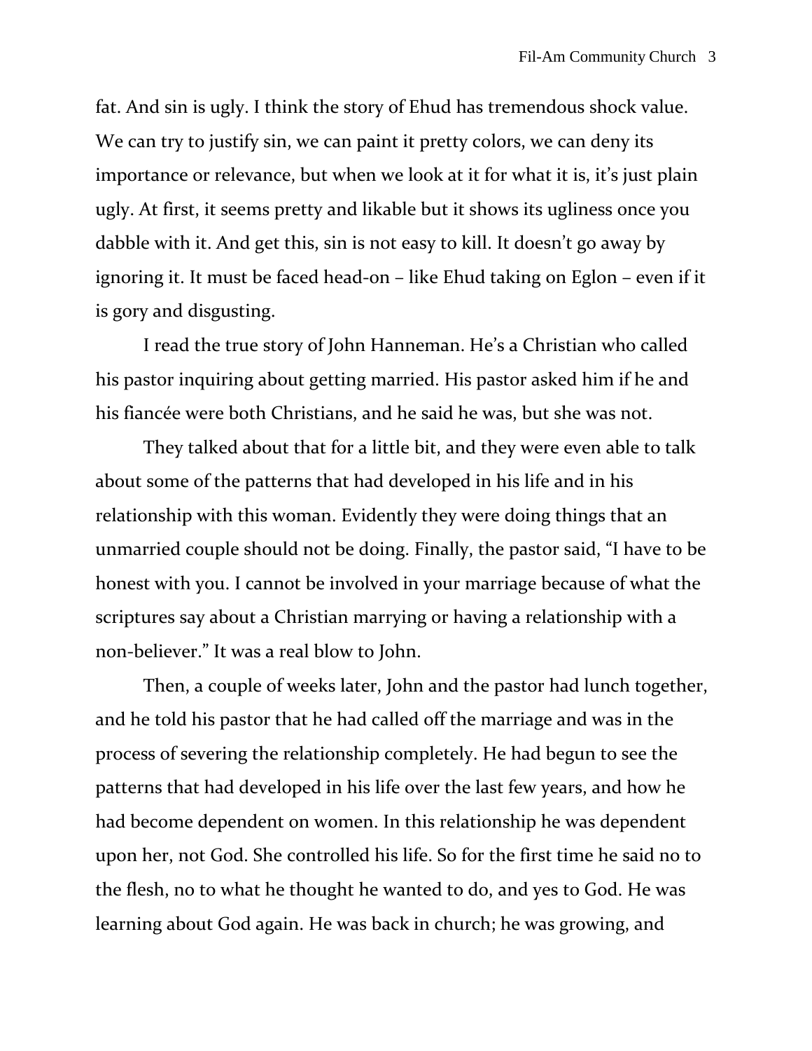fat. And sin is ugly. I think the story of Ehud has tremendous shock value. We can try to justify sin, we can paint it pretty colors, we can deny its importance or relevance, but when we look at it for what it is, it's just plain ugly. At first, it seems pretty and likable but it shows its ugliness once you dabble with it. And get this, sin is not easy to kill. It doesn't go away by ignoring it. It must be faced head-on – like Ehud taking on Eglon – even if it is gory and disgusting.

I read the true story of John Hanneman. He's a Christian who called his pastor inquiring about getting married. His pastor asked him if he and his fiancée were both Christians, and he said he was, but she was not.

They talked about that for a little bit, and they were even able to talk about some of the patterns that had developed in his life and in his relationship with this woman. Evidently they were doing things that an unmarried couple should not be doing. Finally, the pastor said, "I have to be honest with you. I cannot be involved in your marriage because of what the scriptures say about a Christian marrying or having a relationship with a non-believer." It was a real blow to John.

Then, a couple of weeks later, John and the pastor had lunch together, and he told his pastor that he had called off the marriage and was in the process of severing the relationship completely. He had begun to see the patterns that had developed in his life over the last few years, and how he had become dependent on women. In this relationship he was dependent upon her, not God. She controlled his life. So for the first time he said no to the flesh, no to what he thought he wanted to do, and yes to God. He was learning about God again. He was back in church; he was growing, and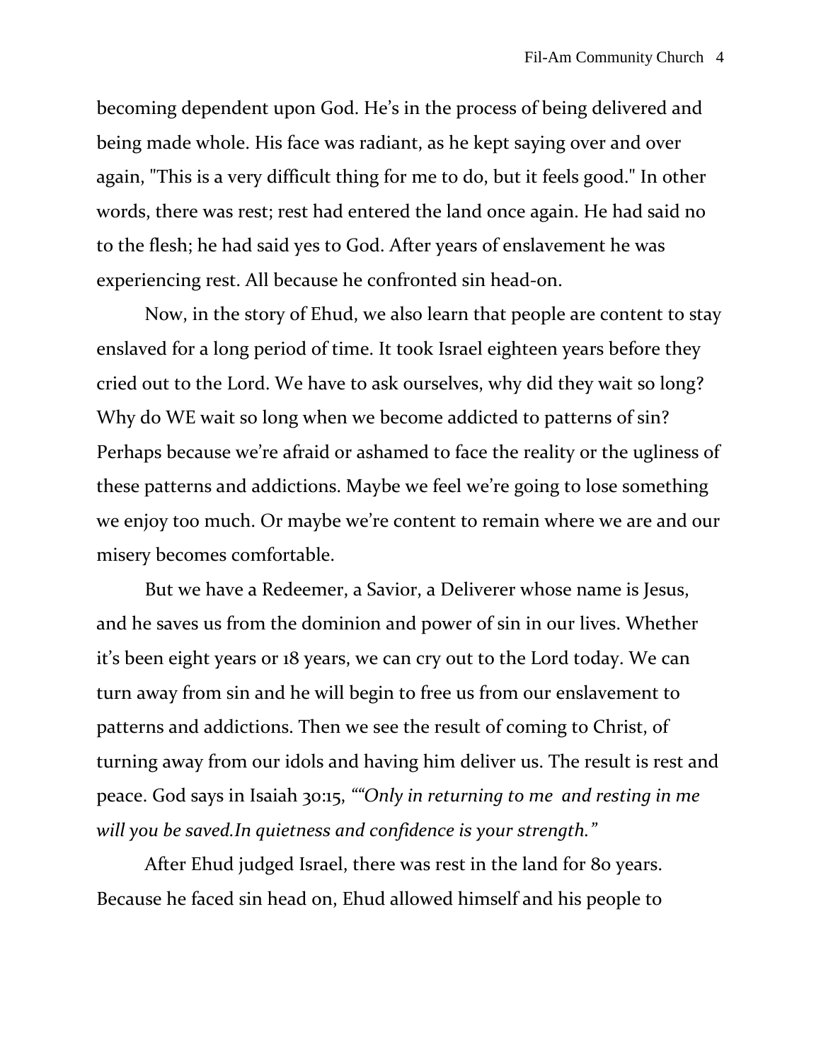becoming dependent upon God. He's in the process of being delivered and being made whole. His face was radiant, as he kept saying over and over again, "This is a very difficult thing for me to do, but it feels good." In other words, there was rest; rest had entered the land once again. He had said no to the flesh; he had said yes to God. After years of enslavement he was experiencing rest. All because he confronted sin head-on.

Now, in the story of Ehud, we also learn that people are content to stay enslaved for a long period of time. It took Israel eighteen years before they cried out to the Lord. We have to ask ourselves, why did they wait so long? Why do WE wait so long when we become addicted to patterns of sin? Perhaps because we're afraid or ashamed to face the reality or the ugliness of these patterns and addictions. Maybe we feel we're going to lose something we enjoy too much. Or maybe we're content to remain where we are and our misery becomes comfortable.

But we have a Redeemer, a Savior, a Deliverer whose name is Jesus, and he saves us from the dominion and power of sin in our lives. Whether it's been eight years or 18 years, we can cry out to the Lord today. We can turn away from sin and he will begin to free us from our enslavement to patterns and addictions. Then we see the result of coming to Christ, of turning away from our idols and having him deliver us. The result is rest and peace. God says in Isaiah 30:15, *""Only in returning to me  and resting in me will you be saved.In quietness and confidence is your strength."*

After Ehud judged Israel, there was rest in the land for 80 years. Because he faced sin head on, Ehud allowed himself and his people to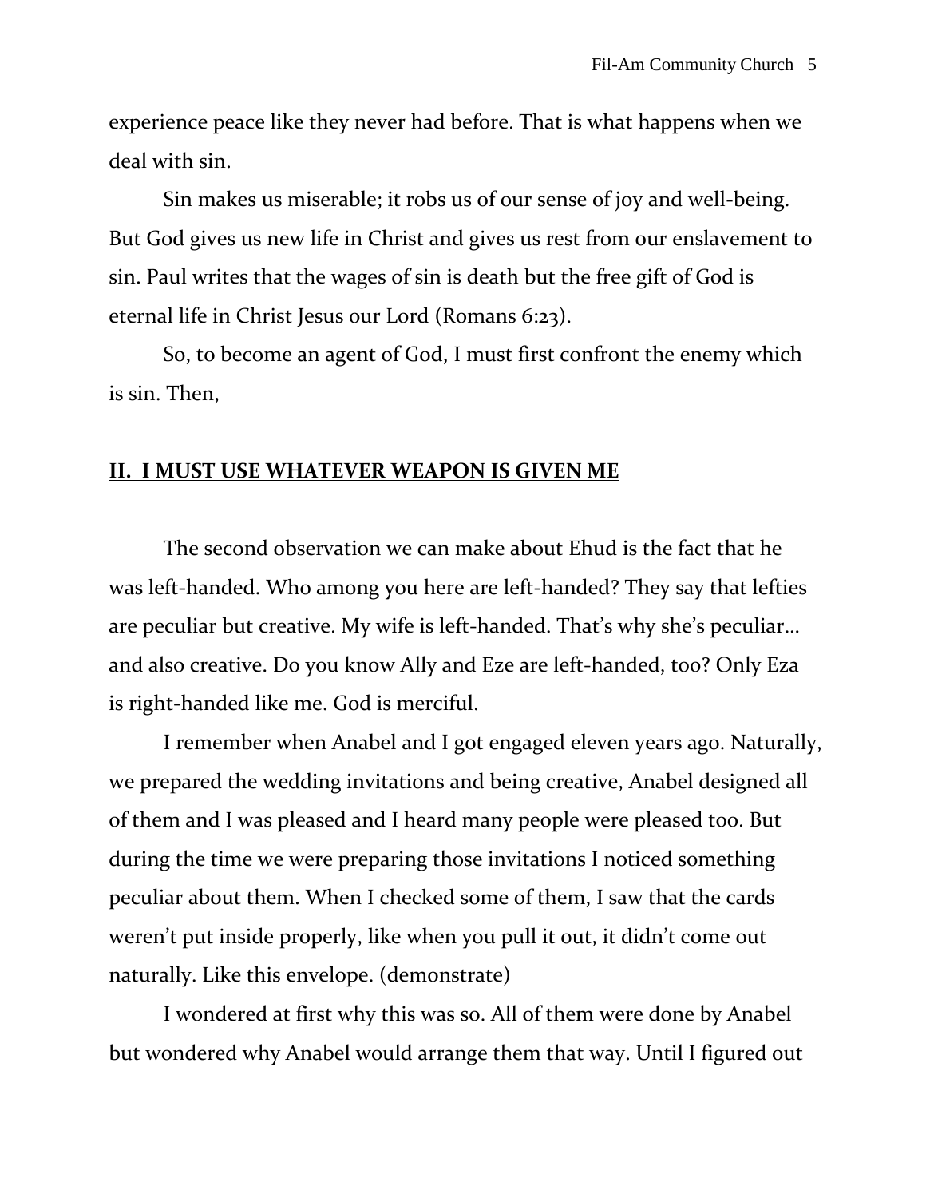experience peace like they never had before. That is what happens when we deal with sin.

Sin makes us miserable; it robs us of our sense of joy and well-being. But God gives us new life in Christ and gives us rest from our enslavement to sin. Paul writes that the wages of sin is death but the free gift of God is eternal life in Christ Jesus our Lord (Romans 6:23).

So, to become an agent of God, I must first confront the enemy which is sin. Then,

## <u>**II. I MUST USE WHATEVER WEAPON IS GIVEN ME**</u>

The second observation we can make about Ehud is the fact that he was left-handed. Who among you here are left-handed? They say that lefties are peculiar but creative. My wife is left-handed. That's why she's peculiar… and also creative. Do you know Ally and Eze are left-handed, too? Only Eza is right-handed like me. God is merciful.

I remember when Anabel and I got engaged eleven years ago. Naturally, we prepared the wedding invitations and being creative, Anabel designed all of them and I was pleased and I heard many people were pleased too. But during the time we were preparing those invitations I noticed something peculiar about them. When I checked some of them, I saw that the cards weren't put inside properly, like when you pull it out, it didn't come out naturally. Like this envelope. (demonstrate)

I wondered at first why this was so. All of them were done by Anabel but wondered why Anabel would arrange them that way. Until I figured out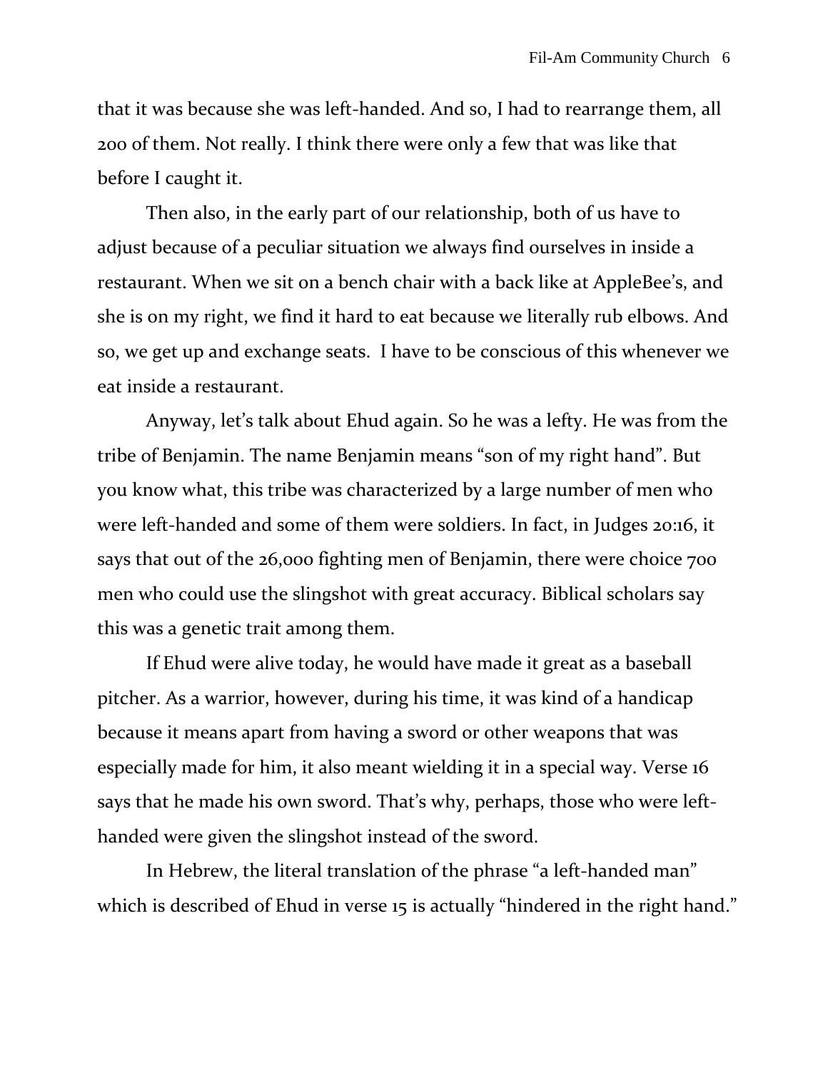that it was because she was left-handed. And so, I had to rearrange them, all 200 of them. Not really. I think there were only a few that was like that before I caught it.

Then also, in the early part of our relationship, both of us have to adjust because of a peculiar situation we always find ourselves in inside a restaurant. When we sit on a bench chair with a back like at AppleBee's, and she is on my right, we find it hard to eat because we literally rub elbows. And so, we get up and exchange seats. I have to be conscious of this whenever we eat inside a restaurant.

Anyway, let's talk about Ehud again. So he was a lefty. He was from the tribe of Benjamin. The name Benjamin means "son of my right hand". But you know what, this tribe was characterized by a large number of men who were left-handed and some of them were soldiers. In fact, in Judges 20:16, it says that out of the 26,000 fighting men of Benjamin, there were choice 700 men who could use the slingshot with great accuracy. Biblical scholars say this was a genetic trait among them.

If Ehud were alive today, he would have made it great as a baseball pitcher. As a warrior, however, during his time, it was kind of a handicap because it means apart from having a sword or other weapons that was especially made for him, it also meant wielding it in a special way. Verse 16 says that he made his own sword. That's why, perhaps, those who were left-handed were given the slingshot instead of the sword.

In Hebrew, the literal translation of the phrase "a left-handed man" which is described of Ehud in verse 15 is actually "hindered in the right hand."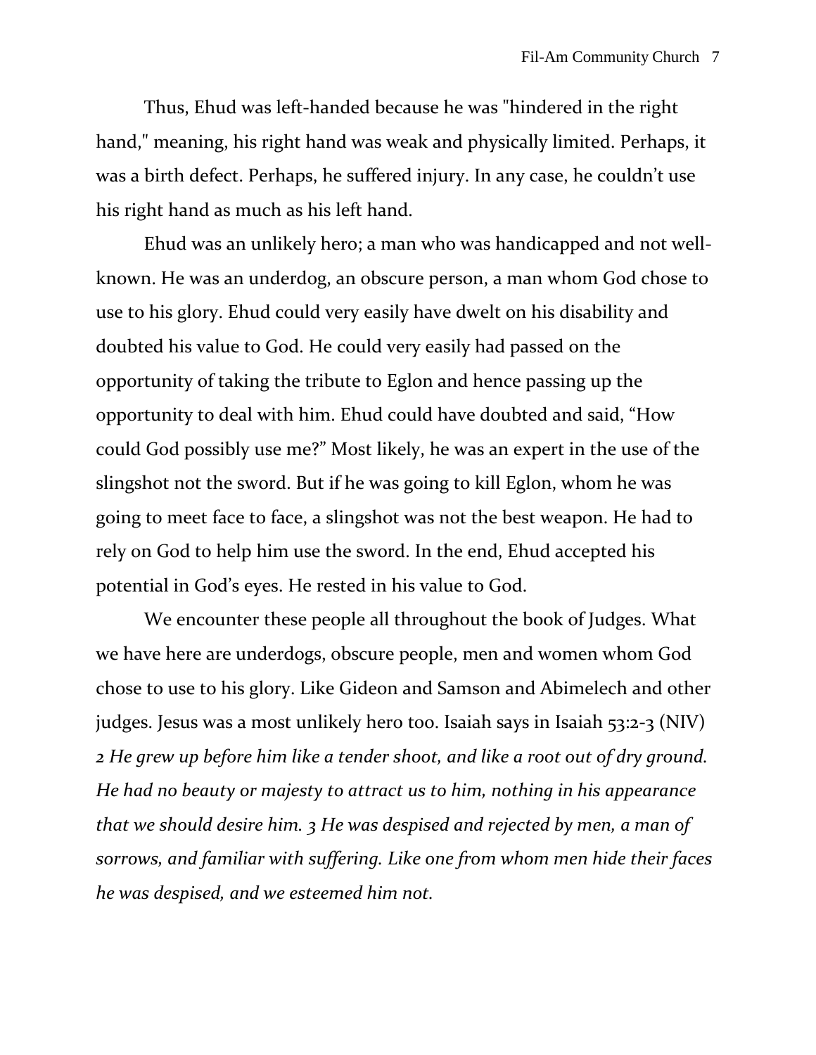Thus, Ehud was left-handed because he was "hindered in the right hand," meaning, his right hand was weak and physically limited. Perhaps, it was a birth defect. Perhaps, he suffered injury. In any case, he couldn't use his right hand as much as his left hand.

Ehud was an unlikely hero; a man who was handicapped and not well-known. He was an underdog, an obscure person, a man whom God chose to use to his glory. Ehud could very easily have dwelt on his disability and doubted his value to God. He could very easily had passed on the opportunity of taking the tribute to Eglon and hence passing up the opportunity to deal with him. Ehud could have doubted and said, "How could God possibly use me?" Most likely, he was an expert in the use of the slingshot not the sword. But if he was going to kill Eglon, whom he was going to meet face to face, a slingshot was not the best weapon. He had to rely on God to help him use the sword. In the end, Ehud accepted his potential in God's eyes. He rested in his value to God.

We encounter these people all throughout the book of Judges. What we have here are underdogs, obscure people, men and women whom God chose to use to his glory. Like Gideon and Samson and Abimelech and other judges. Jesus was a most unlikely hero too. Isaiah says in Isaiah 53:2-3 (NIV) *2 He grew up before him like a tender shoot, and like a root out of dry ground. He had no beauty or majesty to attract us to him, nothing in his appearance that we should desire him. 3 He was despised and rejected by men, a man of sorrows, and familiar with suffering. Like one from whom men hide their faces he was despised, and we esteemed him not.*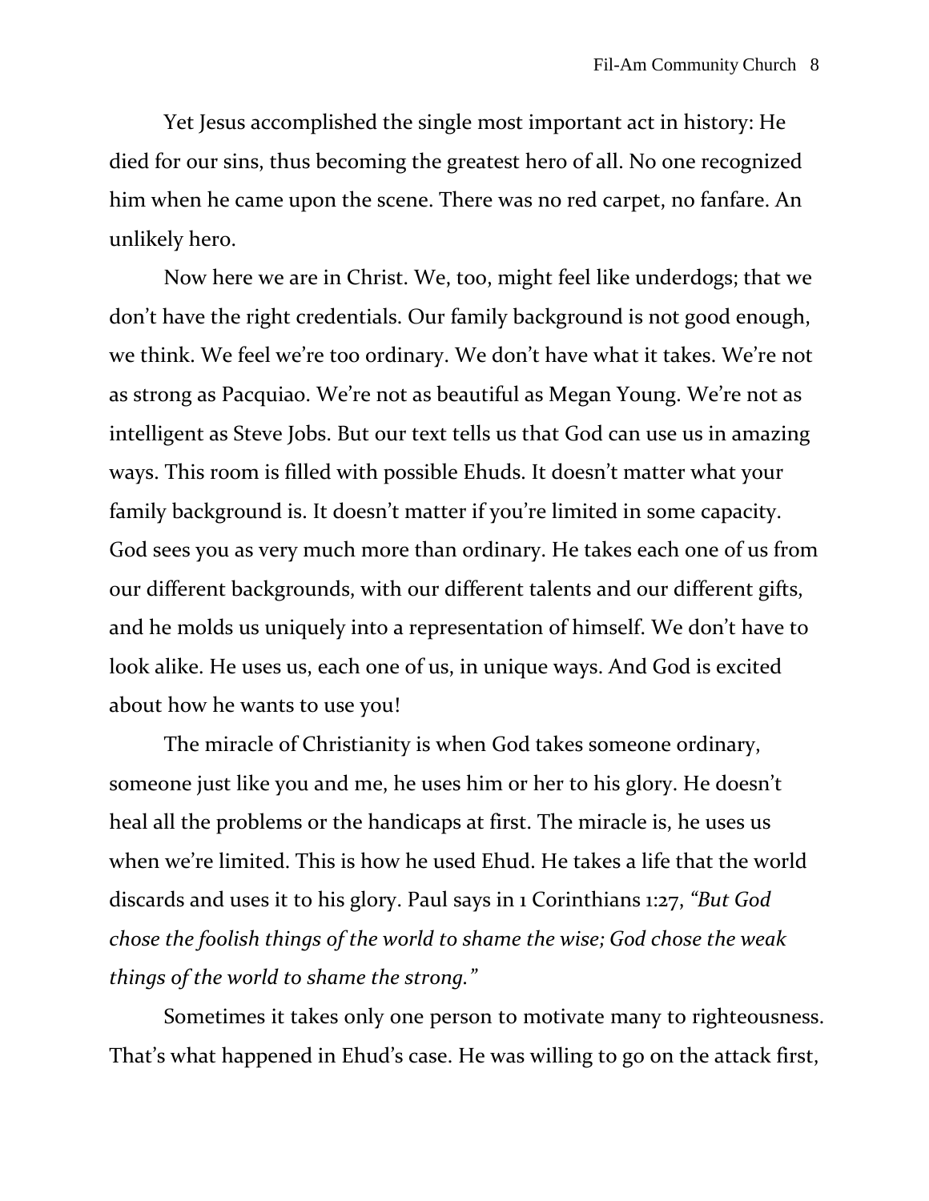Yet Jesus accomplished the single most important act in history: He died for our sins, thus becoming the greatest hero of all. No one recognized him when he came upon the scene. There was no red carpet, no fanfare. An unlikely hero.

Now here we are in Christ. We, too, might feel like underdogs; that we don't have the right credentials. Our family background is not good enough, we think. We feel we're too ordinary. We don't have what it takes. We're not as strong as Pacquiao. We're not as beautiful as Megan Young. We're not as intelligent as Steve Jobs. But our text tells us that God can use us in amazing ways. This room is filled with possible Ehuds. It doesn't matter what your family background is. It doesn't matter if you're limited in some capacity. God sees you as very much more than ordinary. He takes each one of us from our different backgrounds, with our different talents and our different gifts, and he molds us uniquely into a representation of himself. We don't have to look alike. He uses us, each one of us, in unique ways. And God is excited about how he wants to use you!

The miracle of Christianity is when God takes someone ordinary, someone just like you and me, he uses him or her to his glory. He doesn't heal all the problems or the handicaps at first. The miracle is, he uses us when we're limited. This is how he used Ehud. He takes a life that the world discards and uses it to his glory. Paul says in 1 Corinthians 1:27, *"But God chose the foolish things of the world to shame the wise; God chose the weak things of the world to shame the strong."*

Sometimes it takes only one person to motivate many to righteousness. That's what happened in Ehud's case. He was willing to go on the attack first,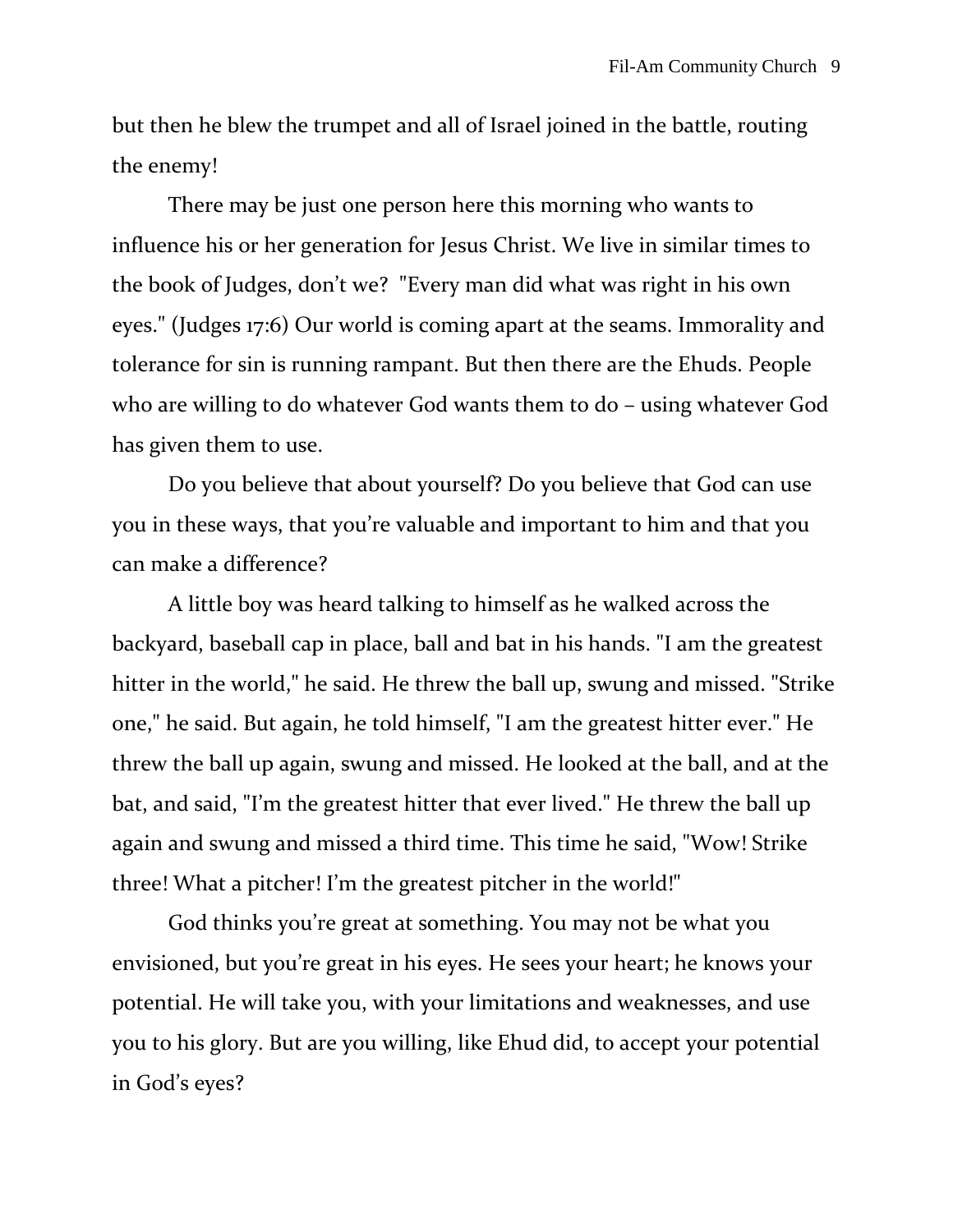but then he blew the trumpet and all of Israel joined in the battle, routing the enemy!

There may be just one person here this morning who wants to influence his or her generation for Jesus Christ. We live in similar times to the book of Judges, don't we? "Every man did what was right in his own eyes." (Judges 17:6) Our world is coming apart at the seams. Immorality and tolerance for sin is running rampant. But then there are the Ehuds. People who are willing to do whatever God wants them to do – using whatever God has given them to use.

Do you believe that about yourself? Do you believe that God can use you in these ways, that you're valuable and important to him and that you can make a difference?

A little boy was heard talking to himself as he walked across the backyard, baseball cap in place, ball and bat in his hands. "I am the greatest hitter in the world," he said. He threw the ball up, swung and missed. "Strike one," he said. But again, he told himself, "I am the greatest hitter ever." He threw the ball up again, swung and missed. He looked at the ball, and at the bat, and said, "I'm the greatest hitter that ever lived." He threw the ball up again and swung and missed a third time. This time he said, "Wow! Strike three! What a pitcher! I'm the greatest pitcher in the world!"

God thinks you're great at something. You may not be what you envisioned, but you're great in his eyes. He sees your heart; he knows your potential. He will take you, with your limitations and weaknesses, and use you to his glory. But are you willing, like Ehud did, to accept your potential in God's eyes?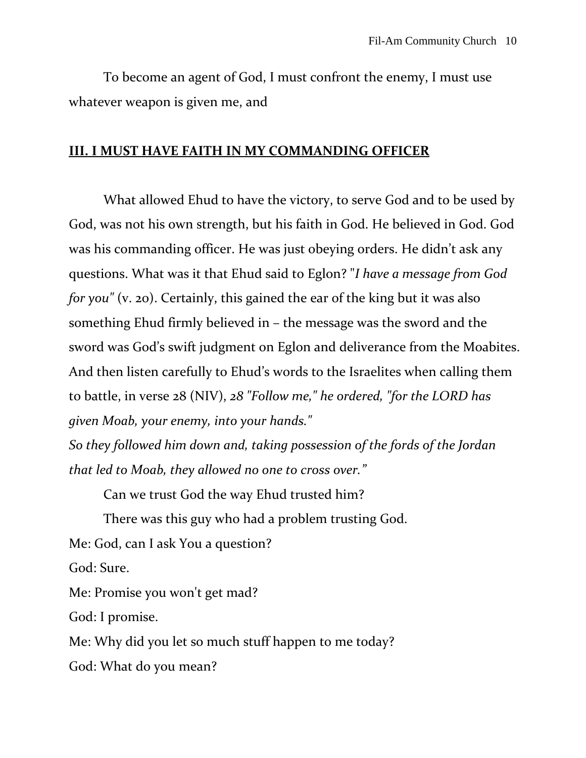To become an agent of God, I must confront the enemy, I must use whatever weapon is given me, and

**III. I MUST HAVE FAITH IN MY COMMANDING OFFICER**

What allowed Ehud to have the victory, to serve God and to be used by God, was not his own strength, but his faith in God. He believed in God. God was his commanding officer. He was just obeying orders. He didn't ask any questions. What was it that Ehud said to Eglon? "*I have a message from God for you"* (v. 20). Certainly, this gained the ear of the king but it was also something Ehud firmly believed in – the message was the sword and the sword was God's swift judgment on Eglon and deliverance from the Moabites. And then listen carefully to Ehud's words to the Israelites when calling them to battle, in verse 28 (NIV), *28 "Follow me," he ordered, "for the LORD has given Moab, your enemy, into your hands."*
*So they followed him down and, taking possession of the fords of the Jordan that led to Moab, they allowed no one to cross over."*

Can we trust God the way Ehud trusted him?

There was this guy who had a problem trusting God.

Me: God, can I ask You a question?

God: Sure.

Me: Promise you won't get mad?

God: I promise.

Me: Why did you let so much stuff happen to me today?

God: What do you mean?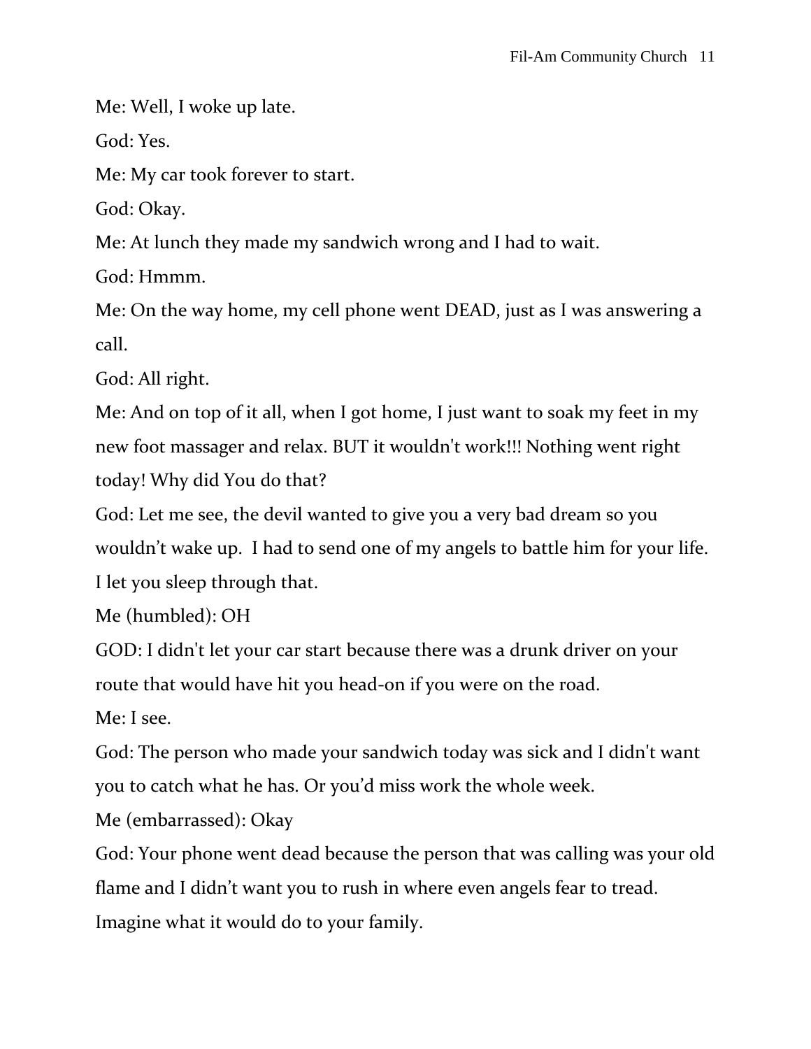Me: Well, I woke up late.

God: Yes.

Me: My car took forever to start.

God: Okay.

Me: At lunch they made my sandwich wrong and I had to wait.

God: Hmmm.

Me: On the way home, my cell phone went DEAD, just as I was answering a call.

God: All right.

Me: And on top of it all, when I got home, I just want to soak my feet in my new foot massager and relax. BUT it wouldn't work!!! Nothing went right today! Why did You do that?

God: Let me see, the devil wanted to give you a very bad dream so you wouldn't wake up. I had to send one of my angels to battle him for your life. I let you sleep through that.

Me (humbled): OH

GOD: I didn't let your car start because there was a drunk driver on your route that would have hit you head-on if you were on the road.

Me: I see.

God: The person who made your sandwich today was sick and I didn't want you to catch what he has. Or you'd miss work the whole week.

Me (embarrassed): Okay

God: Your phone went dead because the person that was calling was your old flame and I didn't want you to rush in where even angels fear to tread. Imagine what it would do to your family.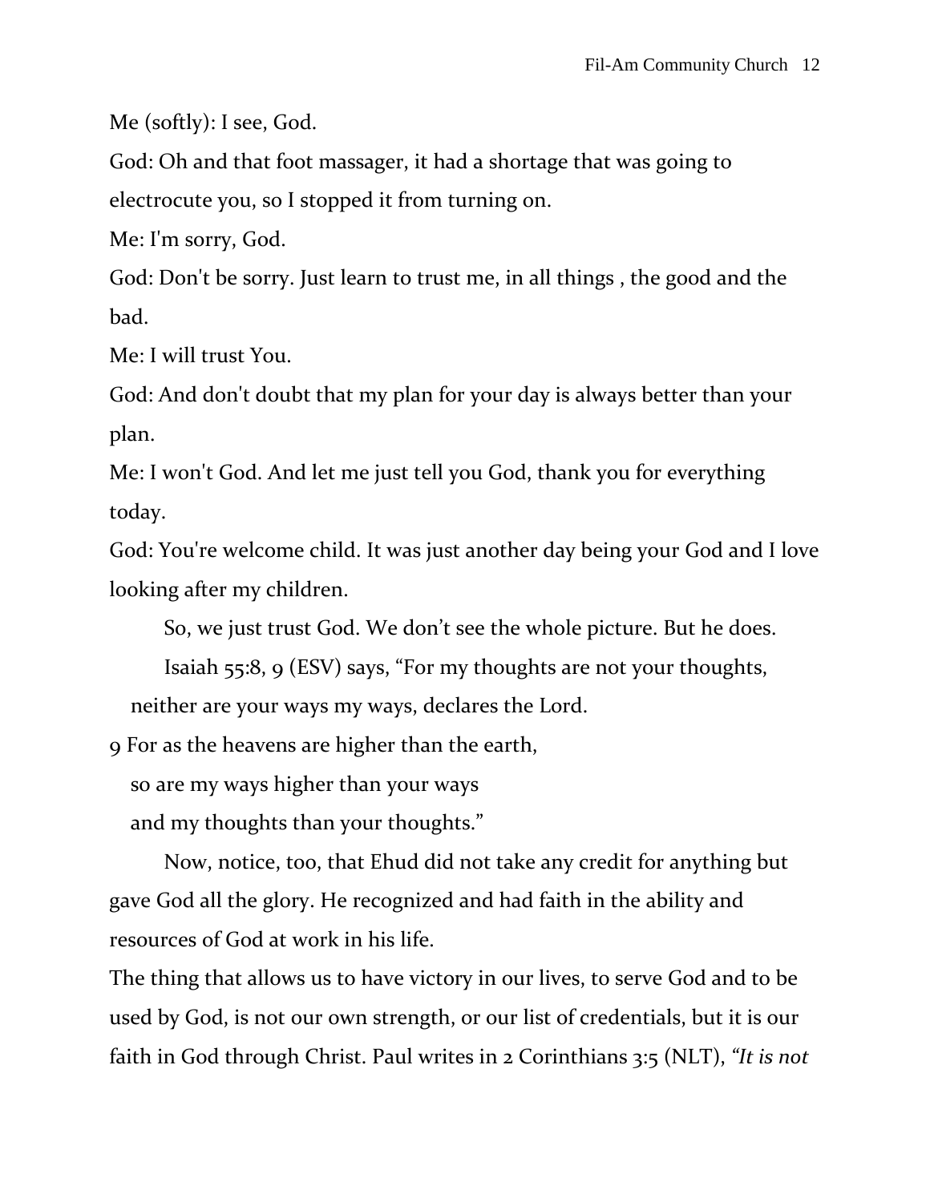Me (softly): I see, God.

God: Oh and that foot massager, it had a shortage that was going to electrocute you, so I stopped it from turning on.

Me: I'm sorry, God.

God: Don't be sorry. Just learn to trust me, in all things , the good and the bad.

Me: I will trust You.

God: And don't doubt that my plan for your day is always better than your plan.

Me: I won't God. And let me just tell you God, thank you for everything today.

God: You're welcome child. It was just another day being your God and I love looking after my children.

So, we just trust God. We don't see the whole picture. But he does.

Isaiah 55:8, 9 (ESV) says, "For my thoughts are not your thoughts,
neither are your ways my ways, declares the Lord.
9 For as the heavens are higher than the earth,
so are my ways higher than your ways
and my thoughts than your thoughts."

Now, notice, too, that Ehud did not take any credit for anything but gave God all the glory. He recognized and had faith in the ability and resources of God at work in his life.

The thing that allows us to have victory in our lives, to serve God and to be used by God, is not our own strength, or our list of credentials, but it is our faith in God through Christ. Paul writes in 2 Corinthians 3:5 (NLT), *"It is not*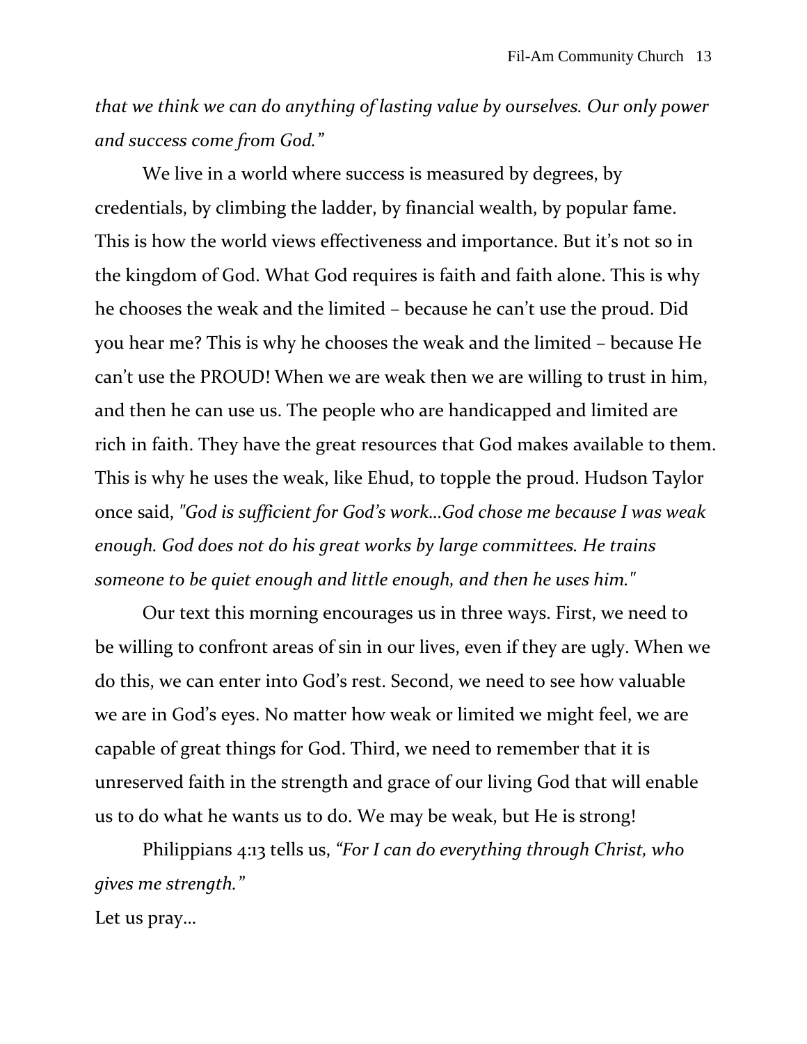*that we think we can do anything of lasting value by ourselves. Our only power and success come from God."*

We live in a world where success is measured by degrees, by credentials, by climbing the ladder, by financial wealth, by popular fame. This is how the world views effectiveness and importance. But it's not so in the kingdom of God. What God requires is faith and faith alone. This is why he chooses the weak and the limited – because he can't use the proud. Did you hear me? This is why he chooses the weak and the limited – because He can't use the PROUD! When we are weak then we are willing to trust in him, and then he can use us. The people who are handicapped and limited are rich in faith. They have the great resources that God makes available to them. This is why he uses the weak, like Ehud, to topple the proud. Hudson Taylor once said, *"God is sufficient for God's work…God chose me because I was weak enough. God does not do his great works by large committees. He trains someone to be quiet enough and little enough, and then he uses him."*

Our text this morning encourages us in three ways. First, we need to be willing to confront areas of sin in our lives, even if they are ugly. When we do this, we can enter into God's rest. Second, we need to see how valuable we are in God's eyes. No matter how weak or limited we might feel, we are capable of great things for God. Third, we need to remember that it is unreserved faith in the strength and grace of our living God that will enable us to do what he wants us to do. We may be weak, but He is strong!

Philippians 4:13 tells us, *"For I can do everything through Christ, who gives me strength."*

Let us pray…